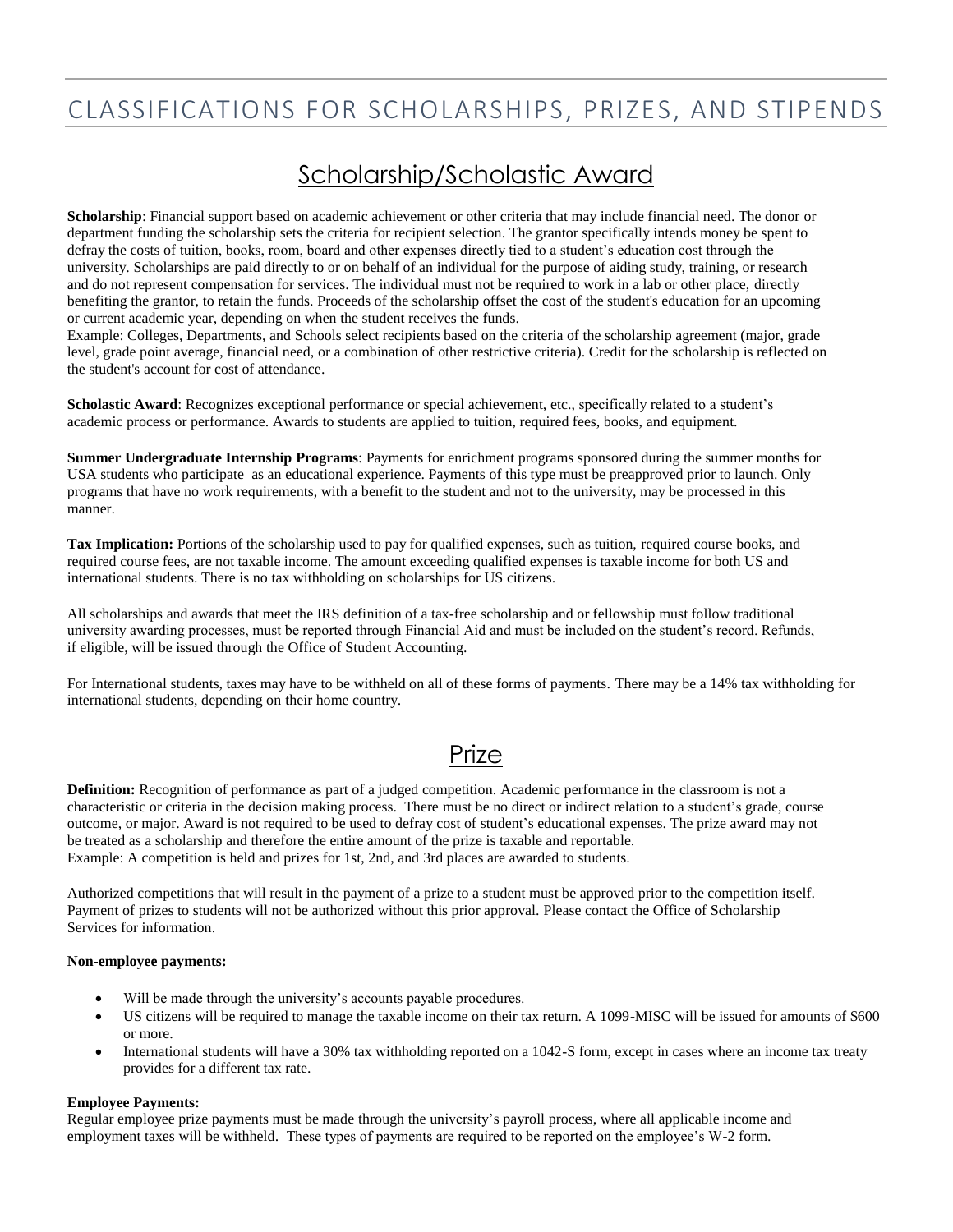# CLASSIFICATIONS FOR SCHOLARSHIPS, PRIZES, AND STIPENDS

## Scholarship/Scholastic Award

**Scholarship**: Financial support based on academic achievement or other criteria that may include financial need. The donor or department funding the scholarship sets the criteria for recipient selection. The grantor specifically intends money be spent to defray the costs of tuition, books, room, board and other expenses directly tied to a student's education cost through the university. Scholarships are paid directly to or on behalf of an individual for the purpose of aiding study, training, or research and do not represent compensation for services. The individual must not be required to work in a lab or other place, directly benefiting the grantor, to retain the funds. Proceeds of the scholarship offset the cost of the student's education for an upcoming or current academic year, depending on when the student receives the funds.
Example: Colleges, Departments, and Schools select recipients based on the criteria of the scholarship agreement (major, grade level, grade point average, financial need, or a combination of other restrictive criteria). Credit for the scholarship is reflected on the student's account for cost of attendance.

**Scholastic Award**: Recognizes exceptional performance or special achievement, etc., specifically related to a student's academic process or performance. Awards to students are applied to tuition, required fees, books, and equipment.

**Summer Undergraduate Internship Programs**: Payments for enrichment programs sponsored during the summer months for USA students who participate as an educational experience. Payments of this type must be preapproved prior to launch. Only programs that have no work requirements, with a benefit to the student and not to the university, may be processed in this manner.

**Tax Implication:** Portions of the scholarship used to pay for qualified expenses, such as tuition, required course books, and required course fees, are not taxable income. The amount exceeding qualified expenses is taxable income for both US and international students. There is no tax withholding on scholarships for US citizens.

All scholarships and awards that meet the IRS definition of a tax-free scholarship and or fellowship must follow traditional university awarding processes, must be reported through Financial Aid and must be included on the student's record. Refunds, if eligible, will be issued through the Office of Student Accounting.

For International students, taxes may have to be withheld on all of these forms of payments. There may be a 14% tax withholding for international students, depending on their home country.

## Prize

**Definition:** Recognition of performance as part of a judged competition. Academic performance in the classroom is not a characteristic or criteria in the decision making process. There must be no direct or indirect relation to a student's grade, course outcome, or major. Award is not required to be used to defray cost of student's educational expenses. The prize award may not be treated as a scholarship and therefore the entire amount of the prize is taxable and reportable.
Example: A competition is held and prizes for 1st, 2nd, and 3rd places are awarded to students.

Authorized competitions that will result in the payment of a prize to a student must be approved prior to the competition itself. Payment of prizes to students will not be authorized without this prior approval. Please contact the Office of Scholarship Services for information.

**Non-employee payments:**

- Will be made through the university's accounts payable procedures.
- US citizens will be required to manage the taxable income on their tax return. A 1099-MISC will be issued for amounts of $600 or more.
- International students will have a 30% tax withholding reported on a 1042-S form, except in cases where an income tax treaty provides for a different tax rate.

**Employee Payments:**
Regular employee prize payments must be made through the university's payroll process, where all applicable income and employment taxes will be withheld. These types of payments are required to be reported on the employee's W-2 form.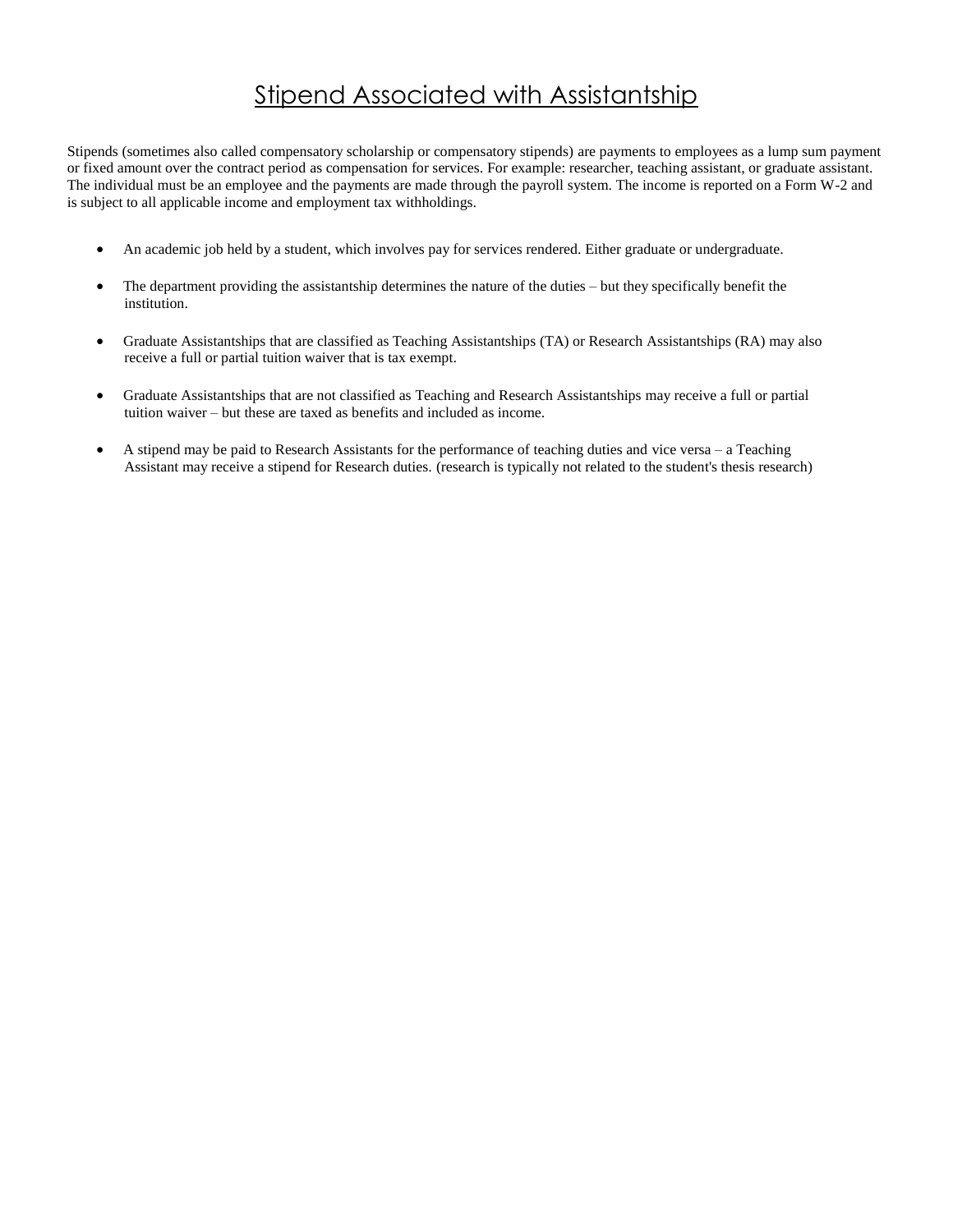# Stipend Associated with Assistantship

Stipends (sometimes also called compensatory scholarship or compensatory stipends) are payments to employees as a lump sum payment or fixed amount over the contract period as compensation for services. For example: researcher, teaching assistant, or graduate assistant. The individual must be an employee and the payments are made through the payroll system. The income is reported on a Form W-2 and is subject to all applicable income and employment tax withholdings.

- An academic job held by a student, which involves pay for services rendered. Either graduate or undergraduate.
- The department providing the assistantship determines the nature of the duties – but they specifically benefit the institution.
- Graduate Assistantships that are classified as Teaching Assistantships (TA) or Research Assistantships (RA) may also receive a full or partial tuition waiver that is tax exempt.
- Graduate Assistantships that are not classified as Teaching and Research Assistantships may receive a full or partial tuition waiver – but these are taxed as benefits and included as income.
- A stipend may be paid to Research Assistants for the performance of teaching duties and vice versa – a Teaching Assistant may receive a stipend for Research duties. (research is typically not related to the student's thesis research)